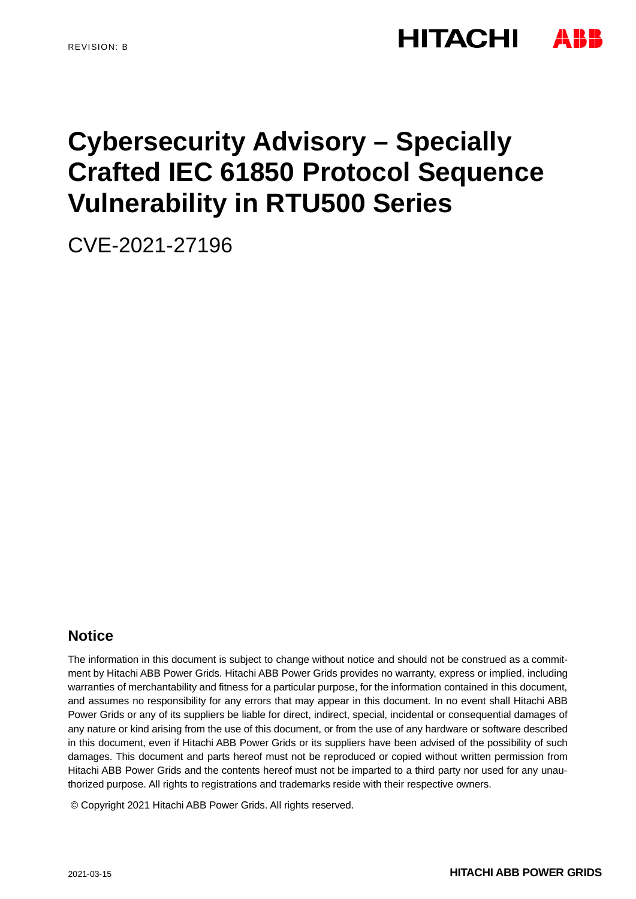REVISION: B

# Cybersecurity Advisory – Specially Crafted IEC 61850 Protocol Sequence Vulnerability in RTU500 Series

CVE-2021-27196

## Notice

The information in this document is subject to change without notice and should not be construed as a commitment by Hitachi ABB Power Grids. Hitachi ABB Power Grids provides no warranty, express or implied, including warranties of merchantability and fitness for a particular purpose, for the information contained in this document, and assumes no responsibility for any errors that may appear in this document. In no event shall Hitachi ABB Power Grids or any of its suppliers be liable for direct, indirect, special, incidental or consequential damages of any nature or kind arising from the use of this document, or from the use of any hardware or software described in this document, even if Hitachi ABB Power Grids or its suppliers have been advised of the possibility of such damages. This document and parts hereof must not be reproduced or copied without written permission from Hitachi ABB Power Grids and the contents hereof must not be imparted to a third party nor used for any unauthorized purpose. All rights to registrations and trademarks reside with their respective owners.

© Copyright 2021 Hitachi ABB Power Grids. All rights reserved.

2021-03-15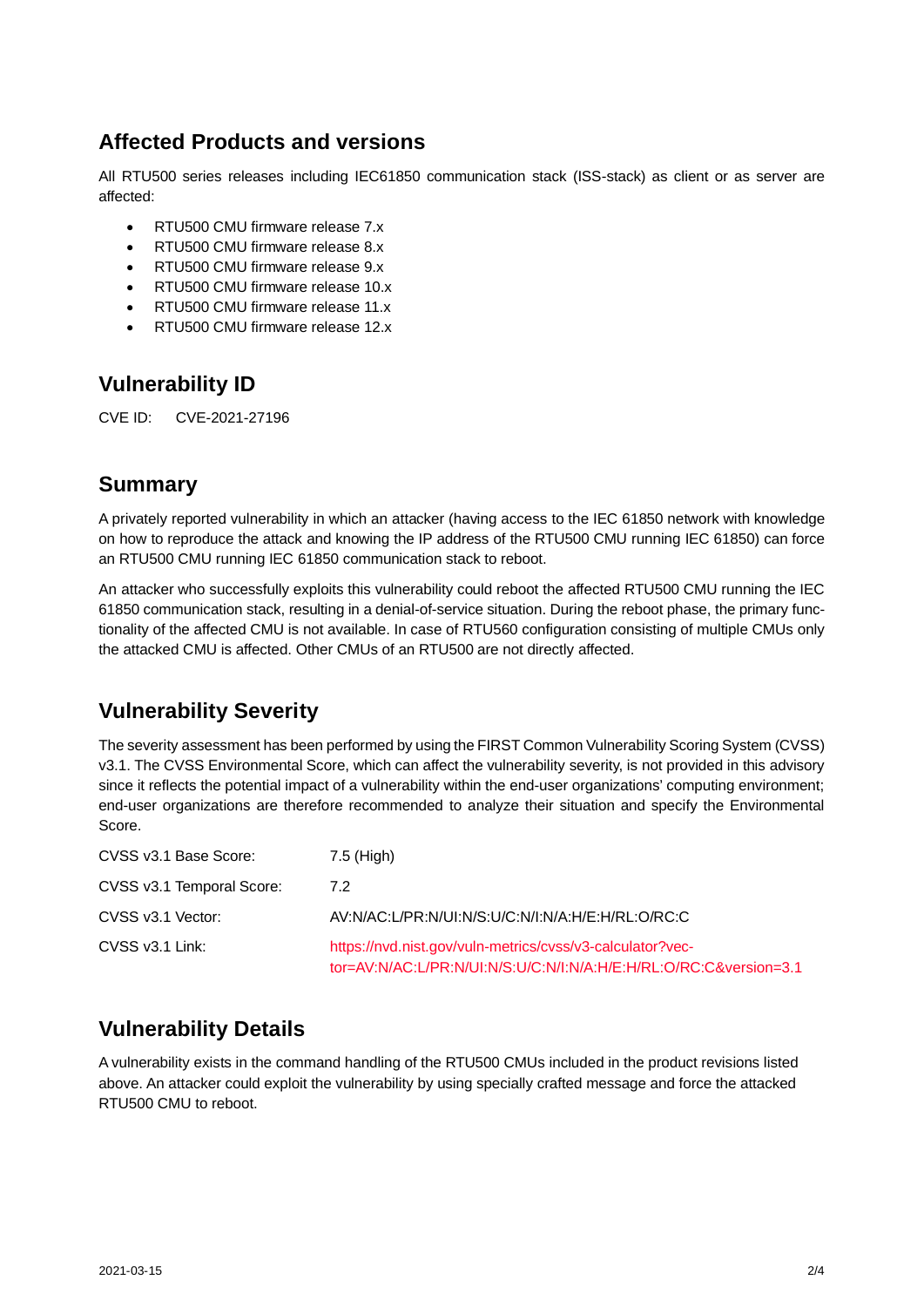## Affected Products and versions

All RTU500 series releases including IEC61850 communication stack (ISS-stack) as client or as server are affected:

- RTU500 CMU firmware release 7.x
- RTU500 CMU firmware release 8.x
- RTU500 CMU firmware release 9.x
- RTU500 CMU firmware release 10.x
- RTU500 CMU firmware release 11.x
- RTU500 CMU firmware release 12.x

## Vulnerability ID

CVE ID: CVE-2021-27196

## Summary

A privately reported vulnerability in which an attacker (having access to the IEC 61850 network with knowledge on how to reproduce the attack and knowing the IP address of the RTU500 CMU running IEC 61850) can force an RTU500 CMU running IEC 61850 communication stack to reboot.

An attacker who successfully exploits this vulnerability could reboot the affected RTU500 CMU running the IEC 61850 communication stack, resulting in a denial-of-service situation. During the reboot phase, the primary functionality of the affected CMU is not available. In case of RTU560 configuration consisting of multiple CMUs only the attacked CMU is affected. Other CMUs of an RTU500 are not directly affected.

## Vulnerability Severity

The severity assessment has been performed by using the FIRST Common Vulnerability Scoring System (CVSS) v3.1. The CVSS Environmental Score, which can affect the vulnerability severity, is not provided in this advisory since it reflects the potential impact of a vulnerability within the end-user organizations' computing environment; end-user organizations are therefore recommended to analyze their situation and specify the Environmental Score.

| | |
|---|---|
| CVSS v3.1 Base Score: | 7.5 (High) |
| CVSS v3.1 Temporal Score: | 7.2 |
| CVSS v3.1 Vector: | AV:N/AC:L/PR:N/UI:N/S:U/C:N/I:N/A:H/E:H/RL:O/RC:C |
| CVSS v3.1 Link: | https://nvd.nist.gov/vuln-metrics/cvss/v3-calculator?vector=AV:N/AC:L/PR:N/UI:N/S:U/C:N/I:N/A:H/E:H/RL:O/RC:C&version=3.1 |

## Vulnerability Details

A vulnerability exists in the command handling of the RTU500 CMUs included in the product revisions listed above. An attacker could exploit the vulnerability by using specially crafted message and force the attacked RTU500 CMU to reboot.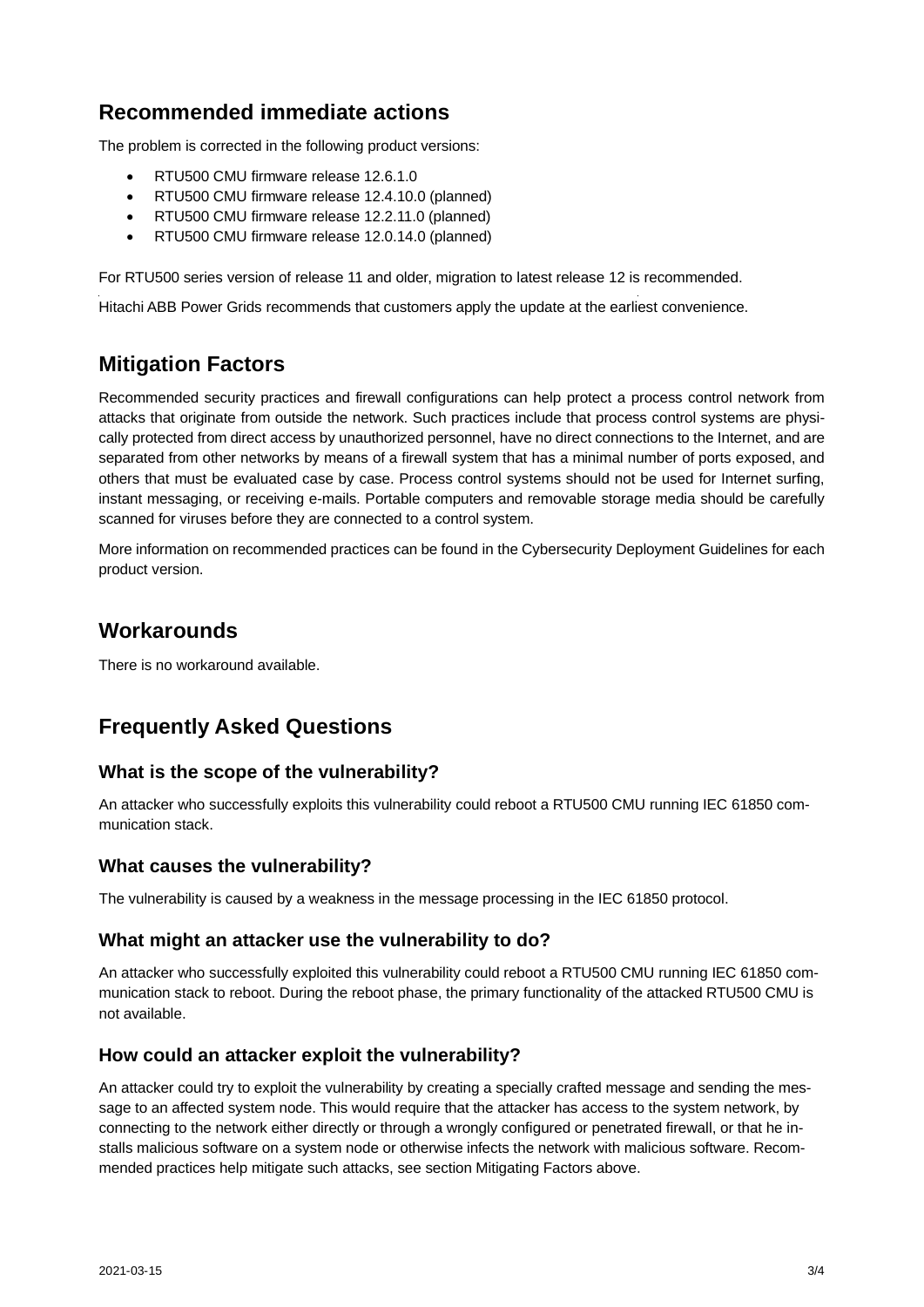## Recommended immediate actions

The problem is corrected in the following product versions:

- RTU500 CMU firmware release 12.6.1.0
- RTU500 CMU firmware release 12.4.10.0 (planned)
- RTU500 CMU firmware release 12.2.11.0 (planned)
- RTU500 CMU firmware release 12.0.14.0 (planned)

For RTU500 series version of release 11 and older, migration to latest release 12 is recommended.

Hitachi ABB Power Grids recommends that customers apply the update at the earliest convenience.

## Mitigation Factors

Recommended security practices and firewall configurations can help protect a process control network from attacks that originate from outside the network. Such practices include that process control systems are physically protected from direct access by unauthorized personnel, have no direct connections to the Internet, and are separated from other networks by means of a firewall system that has a minimal number of ports exposed, and others that must be evaluated case by case. Process control systems should not be used for Internet surfing, instant messaging, or receiving e-mails. Portable computers and removable storage media should be carefully scanned for viruses before they are connected to a control system.

More information on recommended practices can be found in the Cybersecurity Deployment Guidelines for each product version.

## Workarounds

There is no workaround available.

## Frequently Asked Questions

### What is the scope of the vulnerability?

An attacker who successfully exploits this vulnerability could reboot a RTU500 CMU running IEC 61850 communication stack.

### What causes the vulnerability?

The vulnerability is caused by a weakness in the message processing in the IEC 61850 protocol.

### What might an attacker use the vulnerability to do?

An attacker who successfully exploited this vulnerability could reboot a RTU500 CMU running IEC 61850 communication stack to reboot. During the reboot phase, the primary functionality of the attacked RTU500 CMU is not available.

### How could an attacker exploit the vulnerability?

An attacker could try to exploit the vulnerability by creating a specially crafted message and sending the message to an affected system node. This would require that the attacker has access to the system network, by connecting to the network either directly or through a wrongly configured or penetrated firewall, or that he installs malicious software on a system node or otherwise infects the network with malicious software. Recommended practices help mitigate such attacks, see section Mitigating Factors above.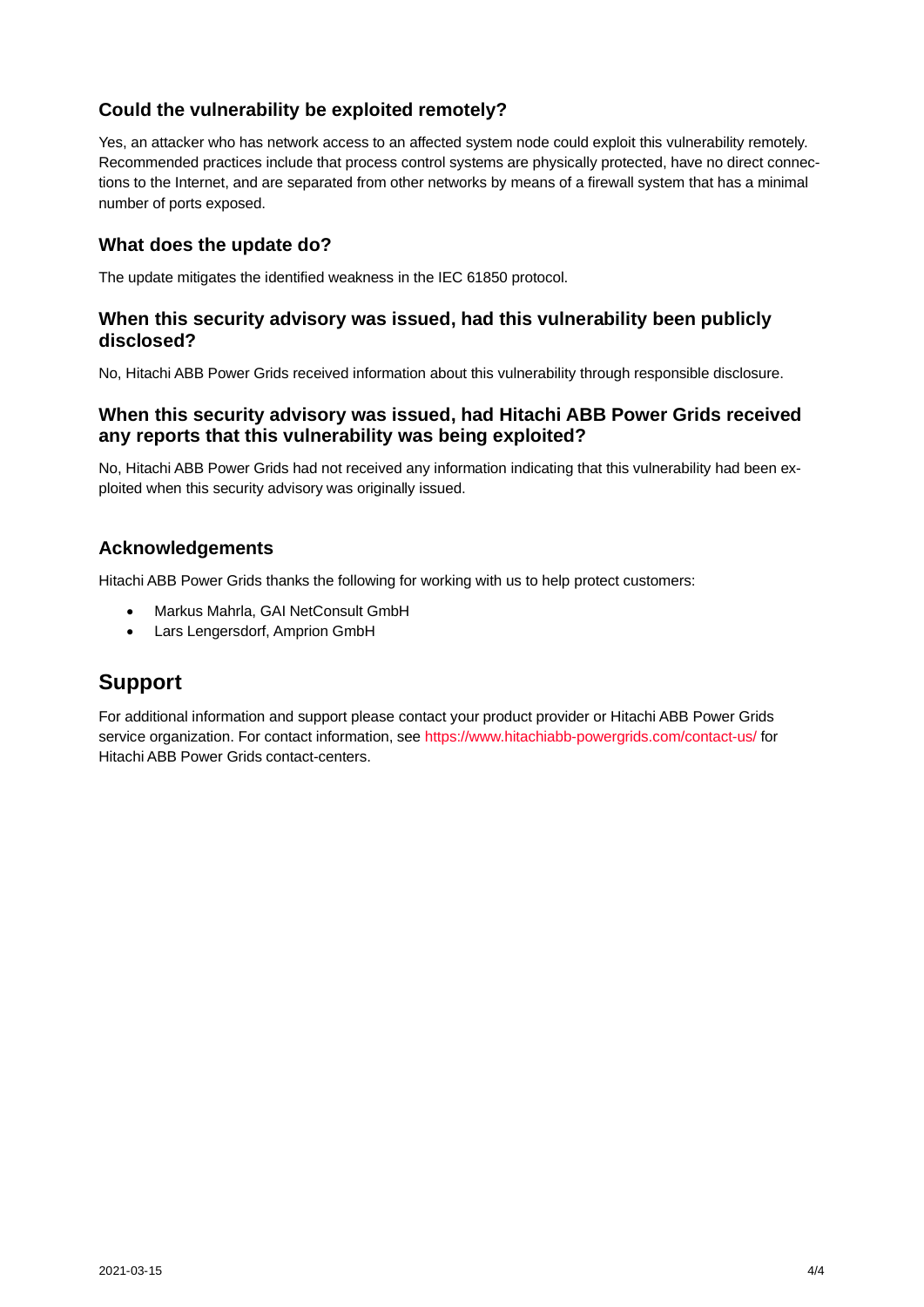### Could the vulnerability be exploited remotely?

Yes, an attacker who has network access to an affected system node could exploit this vulnerability remotely. Recommended practices include that process control systems are physically protected, have no direct connections to the Internet, and are separated from other networks by means of a firewall system that has a minimal number of ports exposed.

### What does the update do?

The update mitigates the identified weakness in the IEC 61850 protocol.

### When this security advisory was issued, had this vulnerability been publicly disclosed?

No, Hitachi ABB Power Grids received information about this vulnerability through responsible disclosure.

### When this security advisory was issued, had Hitachi ABB Power Grids received any reports that this vulnerability was being exploited?

No, Hitachi ABB Power Grids had not received any information indicating that this vulnerability had been exploited when this security advisory was originally issued.

### Acknowledgements

Hitachi ABB Power Grids thanks the following for working with us to help protect customers:

- Markus Mahrla, GAI NetConsult GmbH
- Lars Lengersdorf, Amprion GmbH

## Support

For additional information and support please contact your product provider or Hitachi ABB Power Grids service organization. For contact information, see https://www.hitachiabb-powergrids.com/contact-us/ for Hitachi ABB Power Grids contact-centers.